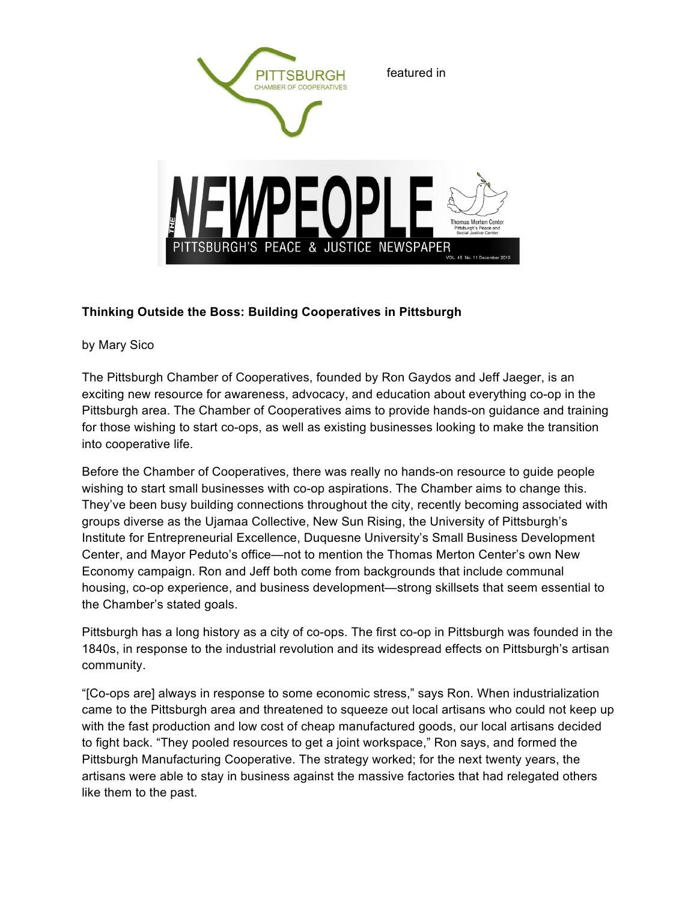PITTSBURGH CHAMBER OF COOPERATIVES featured in

THE NEW PEOPLE — PITTSBURGH'S PEACE & JUSTICE NEWSPAPER — Thomas Merton Center, Pittsburgh's Peace and Social Justice Center — VOL. 45 No. 11 December 2015

**Thinking Outside the Boss: Building Cooperatives in Pittsburgh**

by Mary Sico

The Pittsburgh Chamber of Cooperatives, founded by Ron Gaydos and Jeff Jaeger, is an exciting new resource for awareness, advocacy, and education about everything co-op in the Pittsburgh area. The Chamber of Cooperatives aims to provide hands-on guidance and training for those wishing to start co-ops, as well as existing businesses looking to make the transition into cooperative life.

Before the Chamber of Cooperatives, there was really no hands-on resource to guide people wishing to start small businesses with co-op aspirations. The Chamber aims to change this. They've been busy building connections throughout the city, recently becoming associated with groups diverse as the Ujamaa Collective, New Sun Rising, the University of Pittsburgh's Institute for Entrepreneurial Excellence, Duquesne University's Small Business Development Center, and Mayor Peduto's office—not to mention the Thomas Merton Center's own New Economy campaign. Ron and Jeff both come from backgrounds that include communal housing, co-op experience, and business development—strong skillsets that seem essential to the Chamber's stated goals.

Pittsburgh has a long history as a city of co-ops. The first co-op in Pittsburgh was founded in the 1840s, in response to the industrial revolution and its widespread effects on Pittsburgh's artisan community.

"[Co-ops are] always in response to some economic stress," says Ron. When industrialization came to the Pittsburgh area and threatened to squeeze out local artisans who could not keep up with the fast production and low cost of cheap manufactured goods, our local artisans decided to fight back. "They pooled resources to get a joint workspace," Ron says, and formed the Pittsburgh Manufacturing Cooperative. The strategy worked; for the next twenty years, the artisans were able to stay in business against the massive factories that had relegated others like them to the past.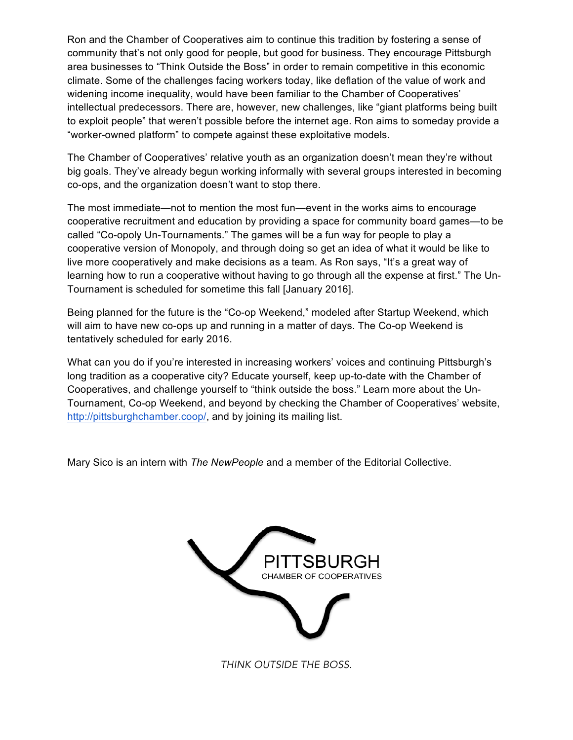Ron and the Chamber of Cooperatives aim to continue this tradition by fostering a sense of community that's not only good for people, but good for business. They encourage Pittsburgh area businesses to "Think Outside the Boss" in order to remain competitive in this economic climate. Some of the challenges facing workers today, like deflation of the value of work and widening income inequality, would have been familiar to the Chamber of Cooperatives' intellectual predecessors. There are, however, new challenges, like "giant platforms being built to exploit people" that weren't possible before the internet age. Ron aims to someday provide a "worker-owned platform" to compete against these exploitative models.

The Chamber of Cooperatives' relative youth as an organization doesn't mean they're without big goals. They've already begun working informally with several groups interested in becoming co-ops, and the organization doesn't want to stop there.

The most immediate—not to mention the most fun—event in the works aims to encourage cooperative recruitment and education by providing a space for community board games—to be called "Co-opoly Un-Tournaments." The games will be a fun way for people to play a cooperative version of Monopoly, and through doing so get an idea of what it would be like to live more cooperatively and make decisions as a team. As Ron says, "It's a great way of learning how to run a cooperative without having to go through all the expense at first." The Un-Tournament is scheduled for sometime this fall [January 2016].

Being planned for the future is the "Co-op Weekend," modeled after Startup Weekend, which will aim to have new co-ops up and running in a matter of days. The Co-op Weekend is tentatively scheduled for early 2016.

What can you do if you're interested in increasing workers' voices and continuing Pittsburgh's long tradition as a cooperative city? Educate yourself, keep up-to-date with the Chamber of Cooperatives, and challenge yourself to "think outside the boss." Learn more about the Un-Tournament, Co-op Weekend, and beyond by checking the Chamber of Cooperatives' website, http://pittsburghchamber.coop/, and by joining its mailing list.

Mary Sico is an intern with *The NewPeople* and a member of the Editorial Collective.

PITTSBURGH
CHAMBER OF COOPERATIVES

*THINK OUTSIDE THE BOSS.*